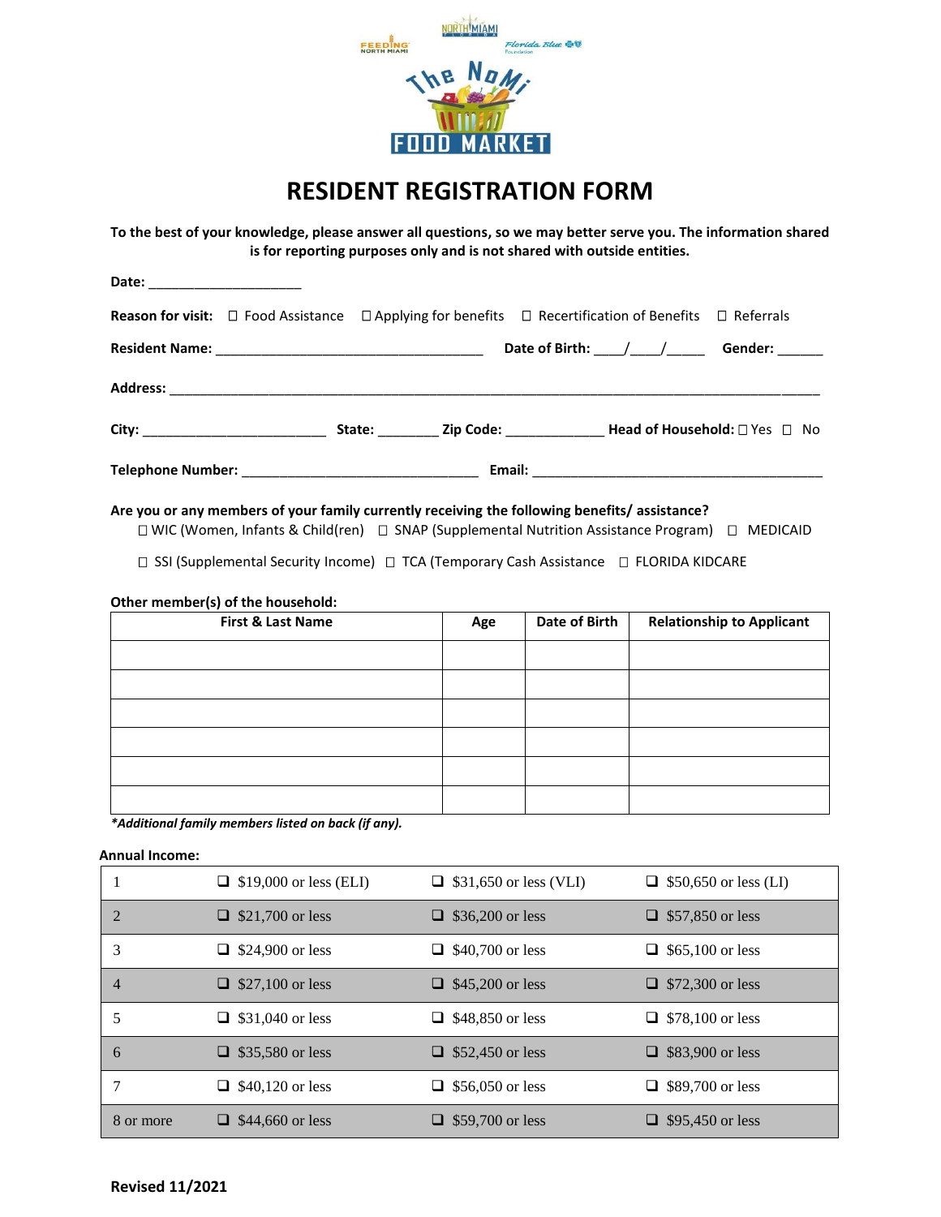# RESIDENT REGISTRATION FORM

**To the best of your knowledge, please answer all questions, so we may better serve you. The information shared is for reporting purposes only and is not shared with outside entities.**

**Date:** ____________________

**Reason for visit:** ☐ Food Assistance ☐ Applying for benefits ☐ Recertification of Benefits ☐ Referrals

**Resident Name:** ___________________________________ **Date of Birth:** ____/____/_____ **Gender:** ______

**Address:** ____________________________________________________________________________________

**City:** ________________________ **State:** ________ **Zip Code:** _____________ **Head of Household:** ☐ Yes ☐ No

**Telephone Number:** _______________________________ **Email:** ______________________________________

**Are you or any members of your family currently receiving the following benefits/ assistance?**

☐ WIC (Women, Infants & Child(ren) ☐ SNAP (Supplemental Nutrition Assistance Program) ☐ MEDICAID

☐ SSI (Supplemental Security Income) ☐ TCA (Temporary Cash Assistance ☐ FLORIDA KIDCARE

**Other member(s) of the household:**

| First & Last Name | Age | Date of Birth | Relationship to Applicant |
|---|---|---|---|
| | | | |
| | | | |
| | | | |
| | | | |
| | | | |
| | | | |

***Additional family members listed on back (if any).***

**Annual Income:**

| | | | |
|---|---|---|---|
| 1 | ❑ $19,000 or less (ELI) | ❑ $31,650 or less (VLI) | ❑ $50,650 or less (LI) |
| 2 | ❑ $21,700 or less | ❑ $36,200 or less | ❑ $57,850 or less |
| 3 | ❑ $24,900 or less | ❑ $40,700 or less | ❑ $65,100 or less |
| 4 | ❑ $27,100 or less | ❑ $45,200 or less | ❑ $72,300 or less |
| 5 | ❑ $31,040 or less | ❑ $48,850 or less | ❑ $78,100 or less |
| 6 | ❑ $35,580 or less | ❑ $52,450 or less | ❑ $83,900 or less |
| 7 | ❑ $40,120 or less | ❑ $56,050 or less | ❑ $89,700 or less |
| 8 or more | ❑ $44,660 or less | ❑ $59,700 or less | ❑ $95,450 or less |

**Revised 11/2021**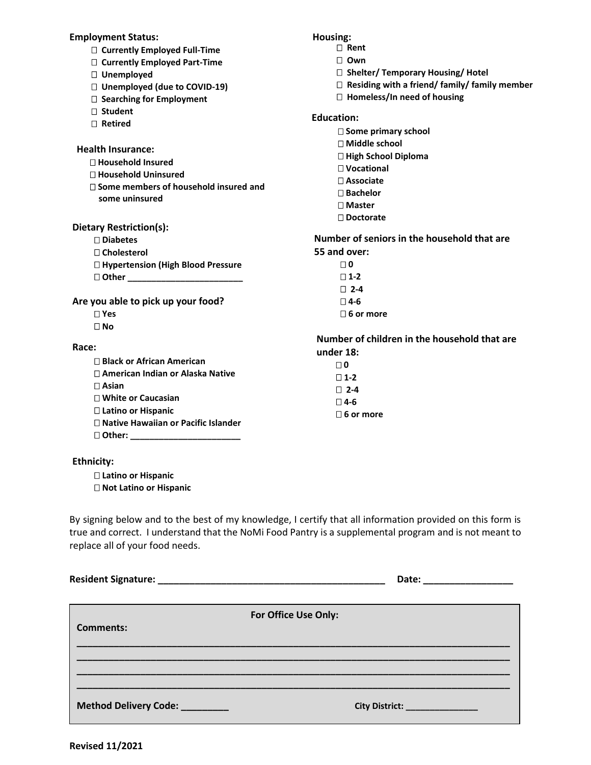**Employment Status:**

- ☐ Currently Employed Full-Time
- ☐ Currently Employed Part-Time
- ☐ Unemployed
- ☐ Unemployed (due to COVID-19)
- ☐ Searching for Employment
- ☐ Student
- ☐ Retired

**Health Insurance:**

- ☐ Household Insured
- ☐ Household Uninsured
- ☐ Some members of household insured and some uninsured

**Dietary Restriction(s):**

- ☐ Diabetes
- ☐ Cholesterol
- ☐ Hypertension (High Blood Pressure
- ☐ Other ________________________

**Are you able to pick up your food?**

- ☐ Yes
- ☐ No

**Race:**

- ☐ Black or African American
- ☐ American Indian or Alaska Native
- ☐ Asian
- ☐ White or Caucasian
- ☐ Latino or Hispanic
- ☐ Native Hawaiian or Pacific Islander
- ☐ Other: ______________________

**Ethnicity:**

- ☐ Latino or Hispanic
- ☐ Not Latino or Hispanic

**Housing:**

- ☐ Rent
- ☐ Own
- ☐ Shelter/ Temporary Housing/ Hotel
- ☐ Residing with a friend/ family/ family member
- ☐ Homeless/In need of housing

**Education:**

- ☐ Some primary school
- ☐ Middle school
- ☐ High School Diploma
- ☐ Vocational
- ☐ Associate
- ☐ Bachelor
- ☐ Master
- ☐ Doctorate

**Number of seniors in the household that are 55 and over:**

- ☐ 0
- ☐ 1-2
- ☐ 2-4
- ☐ 4-6
- ☐ 6 or more

**Number of children in the household that are under 18:**

- ☐ 0
- ☐ 1-2
- ☐ 2-4
- ☐ 4-6
- ☐ 6 or more

By signing below and to the best of my knowledge, I certify that all information provided on this form is true and correct. I understand that the NoMi Food Pantry is a supplemental program and is not meant to replace all of your food needs.

**Resident Signature:** ___________________________________________ **Date:** ________________

**For Office Use Only:**

**Comments:**

________________________________________________________________________________

________________________________________________________________________________

________________________________________________________________________________

________________________________________________________________________________

**Method Delivery Code:** _________ **City District:** ______________

**Revised 11/2021**